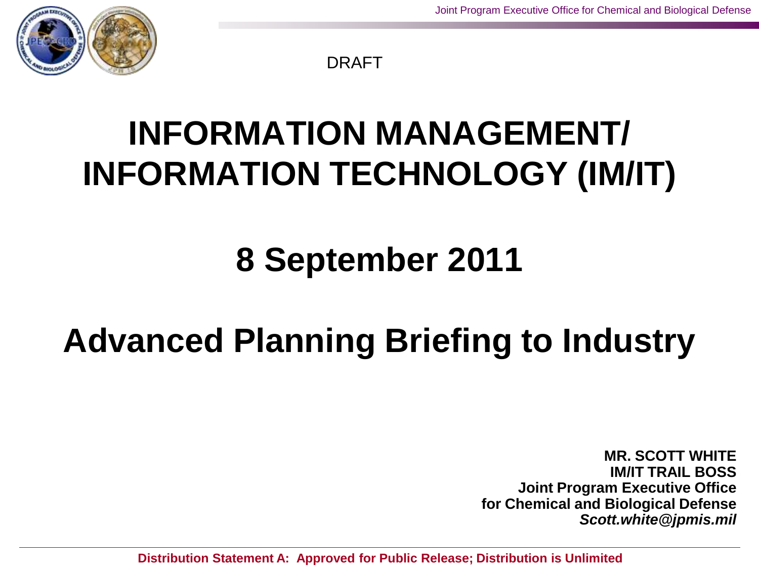DRAFT

# INFORMATION MANAGEMENT/ INFORMATION TECHNOLOGY (IM/IT)

## 8 September 2011

## Advanced Planning Briefing to Industry

**MR. SCOTT WHITE**
**IM/IT TRAIL BOSS**
**Joint Program Executive Office**
**for Chemical and Biological Defense**
***Scott.white@jpmis.mil***

**Distribution Statement A: Approved for Public Release; Distribution is Unlimited**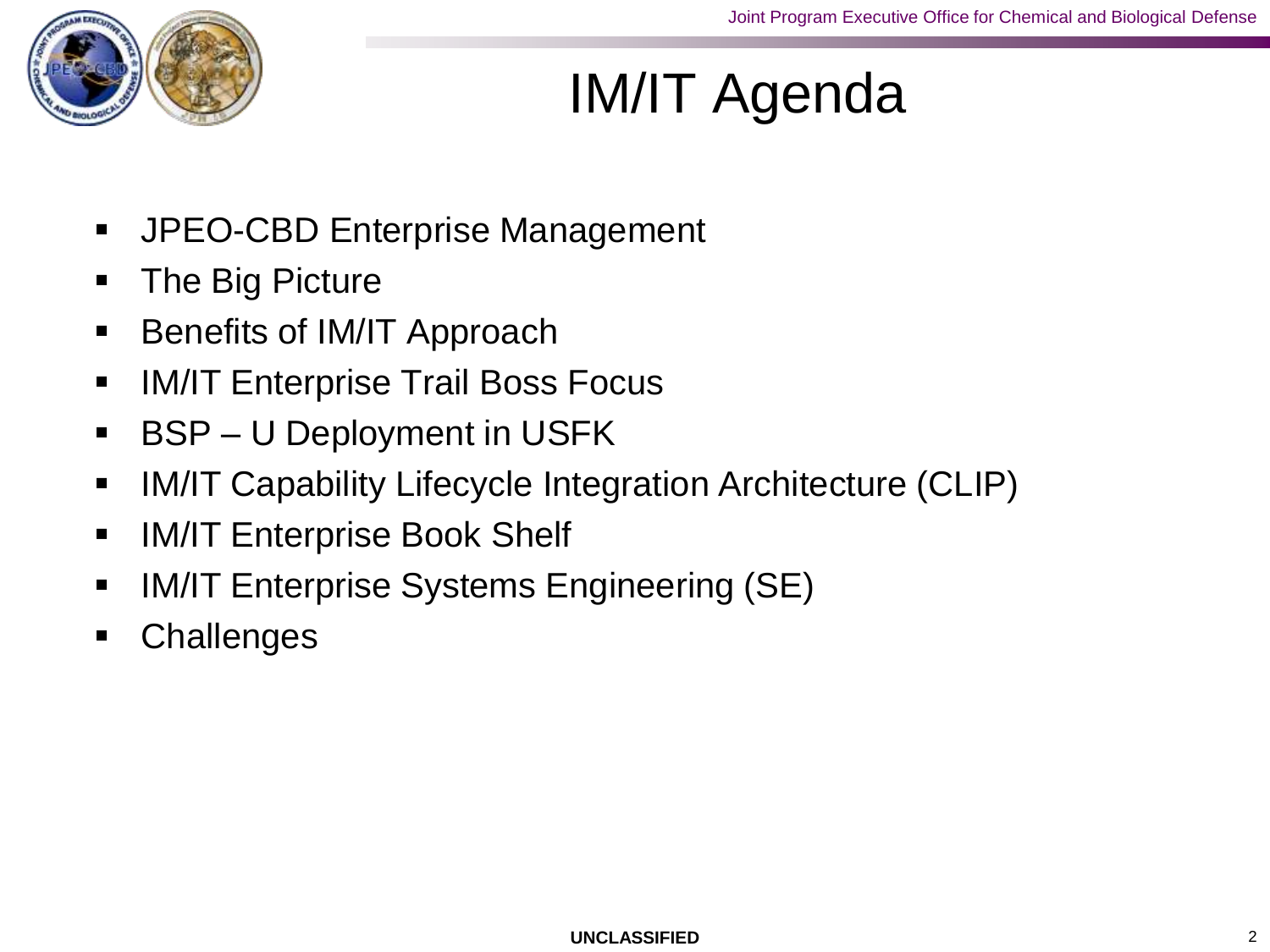# IM/IT Agenda

- JPEO-CBD Enterprise Management
- The Big Picture
- Benefits of IM/IT Approach
- IM/IT Enterprise Trail Boss Focus
- BSP – U Deployment in USFK
- IM/IT Capability Lifecycle Integration Architecture (CLIP)
- IM/IT Enterprise Book Shelf
- IM/IT Enterprise Systems Engineering (SE)
- Challenges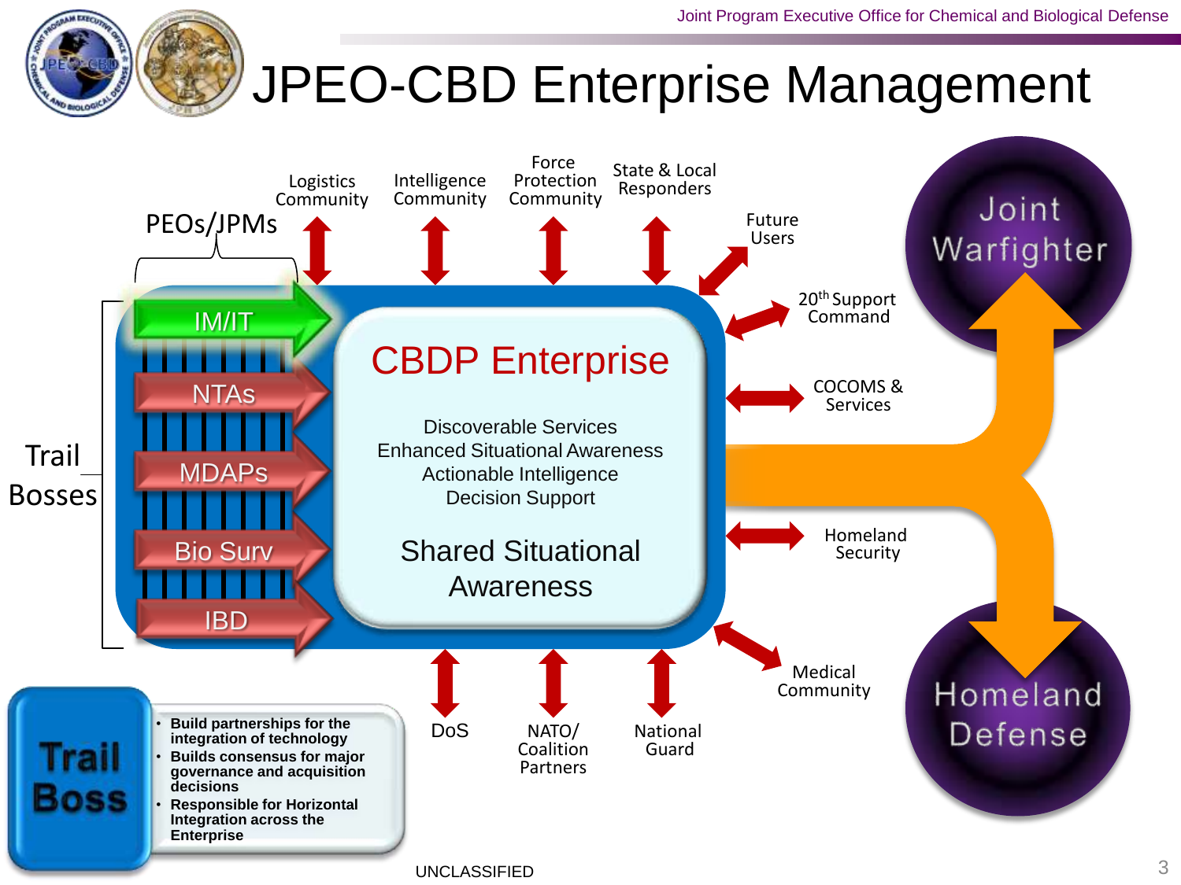# JPEO-CBD Enterprise Management

PEOs/JPMs

Logistics Community

Intelligence Community

Force Protection Community

State & Local Responders

Future Users

20th Support Command

COCOMS & Services

Homeland Security

Medical Community

DoS

NATO/ Coalition Partners

National Guard

Trail Bosses

- IM/IT
- NTAs
- MDAPs
- Bio Surv
- IBD

## CBDP Enterprise

Discoverable Services
Enhanced Situational Awareness
Actionable Intelligence
Decision Support

Shared Situational Awareness

Joint Warfighter

Homeland Defense

**Trail Boss**

- **Build partnerships for the integration of technology**
- **Builds consensus for major governance and acquisition decisions**
- **Responsible for Horizontal Integration across the Enterprise**

UNCLASSIFIED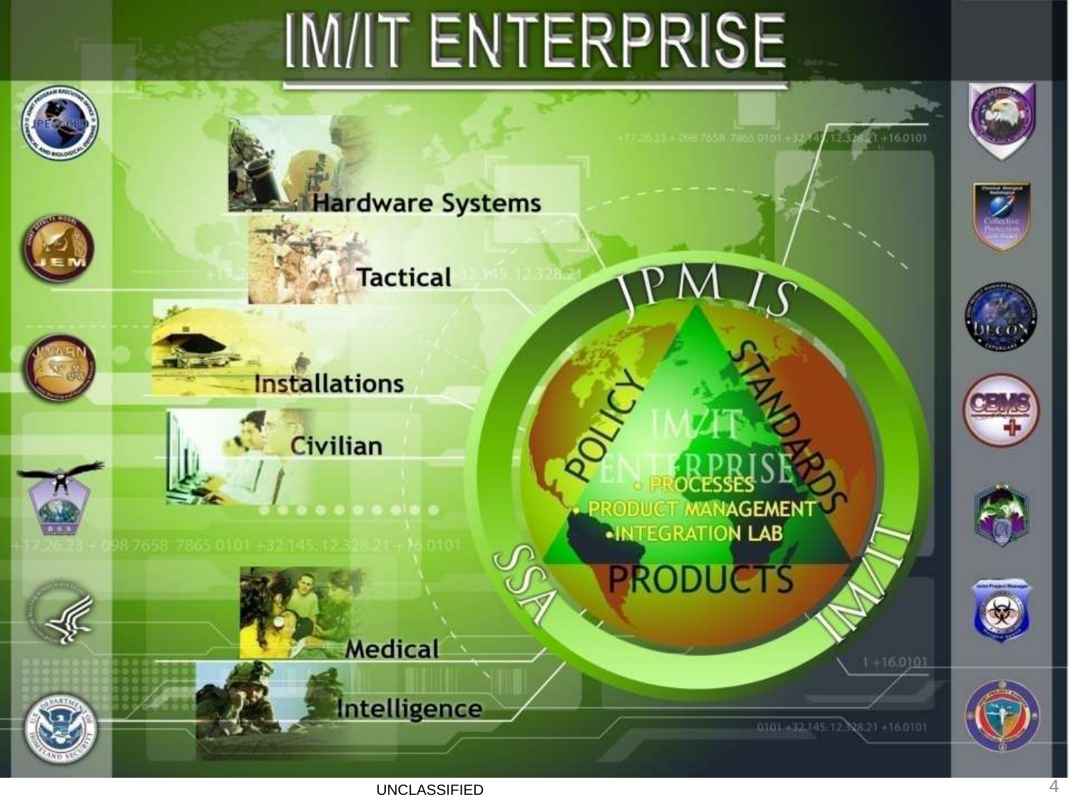# IM/IT ENTERPRISE

- Hardware Systems
- Tactical
- Installations
- Civilian
- Medical
- Intelligence

JPM IS

POLICY

STANDARDS

IM/IT ENTERPRISE

- PROCESSES
- PRODUCT MANAGEMENT
- INTEGRATION LAB

PRODUCTS

SSA

IM/IT

UNCLASSIFIED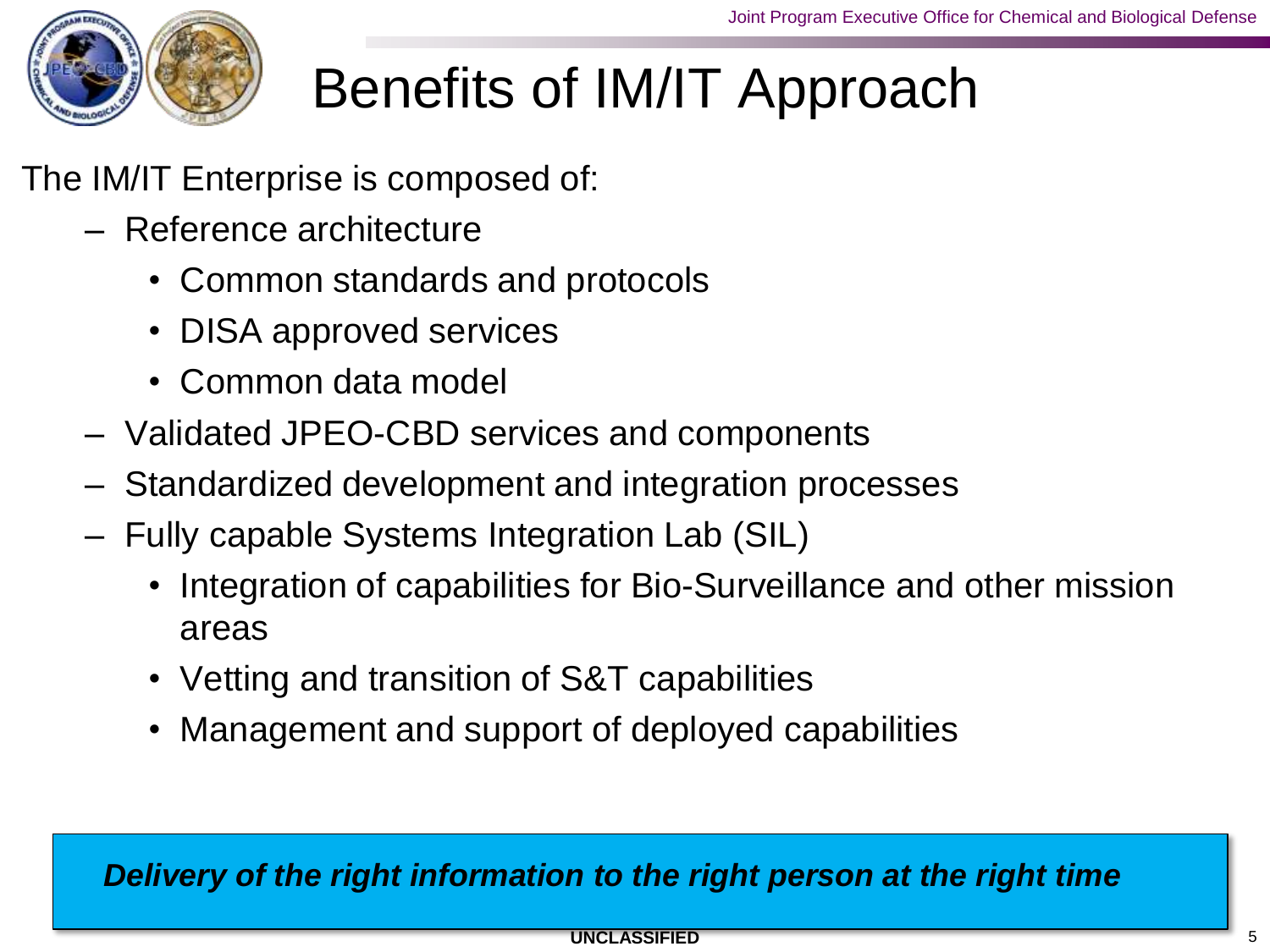# Benefits of IM/IT Approach

The IM/IT Enterprise is composed of:

- Reference architecture
  - Common standards and protocols
  - DISA approved services
  - Common data model
- Validated JPEO-CBD services and components
- Standardized development and integration processes
- Fully capable Systems Integration Lab (SIL)
  - Integration of capabilities for Bio-Surveillance and other mission areas
  - Vetting and transition of S&T capabilities
  - Management and support of deployed capabilities

***Delivery of the right information to the right person at the right time***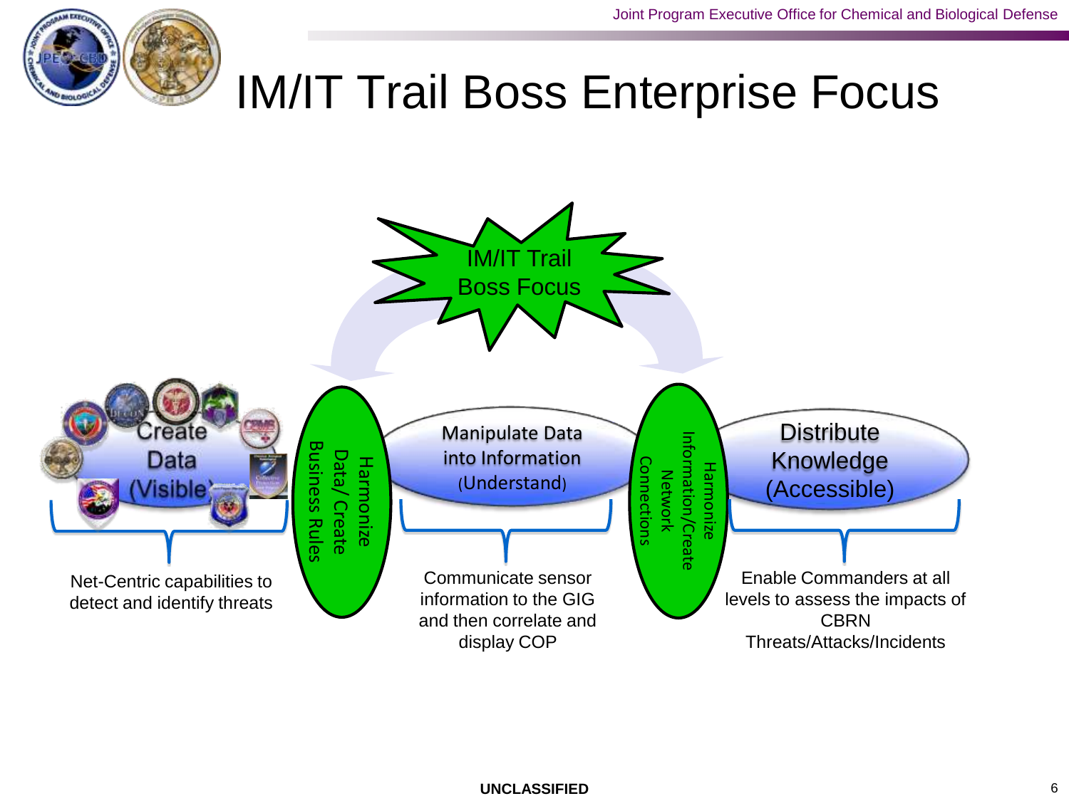# IM/IT Trail Boss Enterprise Focus

IM/IT Trail Boss Focus

Create Data (Visible)

Harmonize Data/ Create Business Rules

Manipulate Data into Information (Understand)

Harmonize Information/Create Network Connections

Distribute Knowledge (Accessible)

Net-Centric capabilities to detect and identify threats

Communicate sensor information to the GIG and then correlate and display COP

Enable Commanders at all levels to assess the impacts of CBRN Threats/Attacks/Incidents

**UNCLASSIFIED**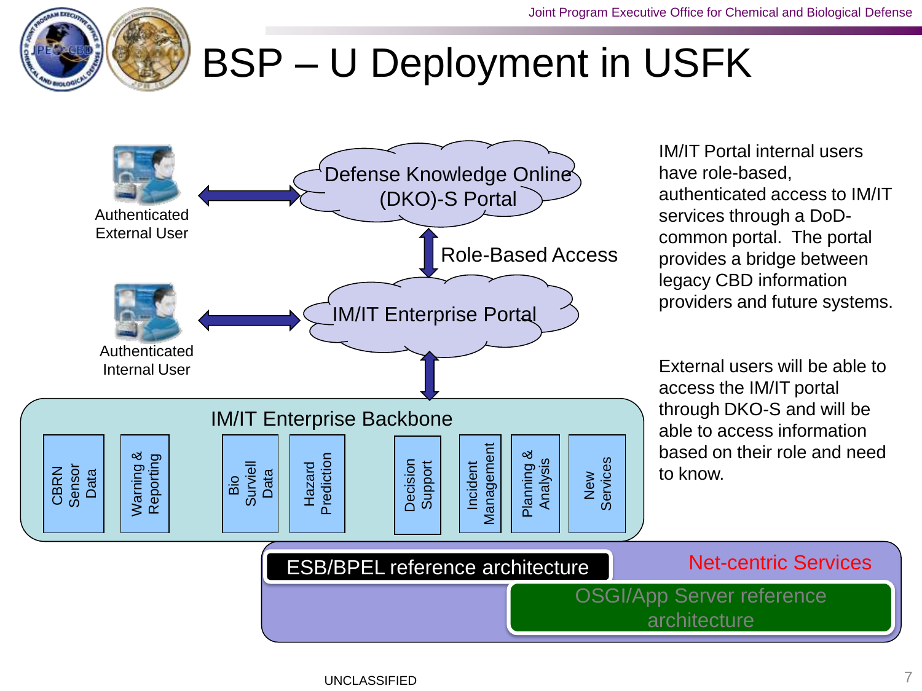# BSP – U Deployment in USFK

Authenticated External User

Defense Knowledge Online (DKO)-S Portal

Role-Based Access

Authenticated Internal User

IM/IT Enterprise Portal

IM/IT Enterprise Backbone

- CBRN Sensor Data
- Warning & Reporting
- Bio Surveill Data
- Hazard Prediction
- Decision Support
- Incident Management
- Planning & Analysis
- New Services

ESB/BPEL reference architecture

Net-centric Services

OSGI/App Server reference architecture

IM/IT Portal internal users have role-based, authenticated access to IM/IT services through a DoD-common portal. The portal provides a bridge between legacy CBD information providers and future systems.

External users will be able to access the IM/IT portal through DKO-S and will be able to access information based on their role and need to know.

UNCLASSIFIED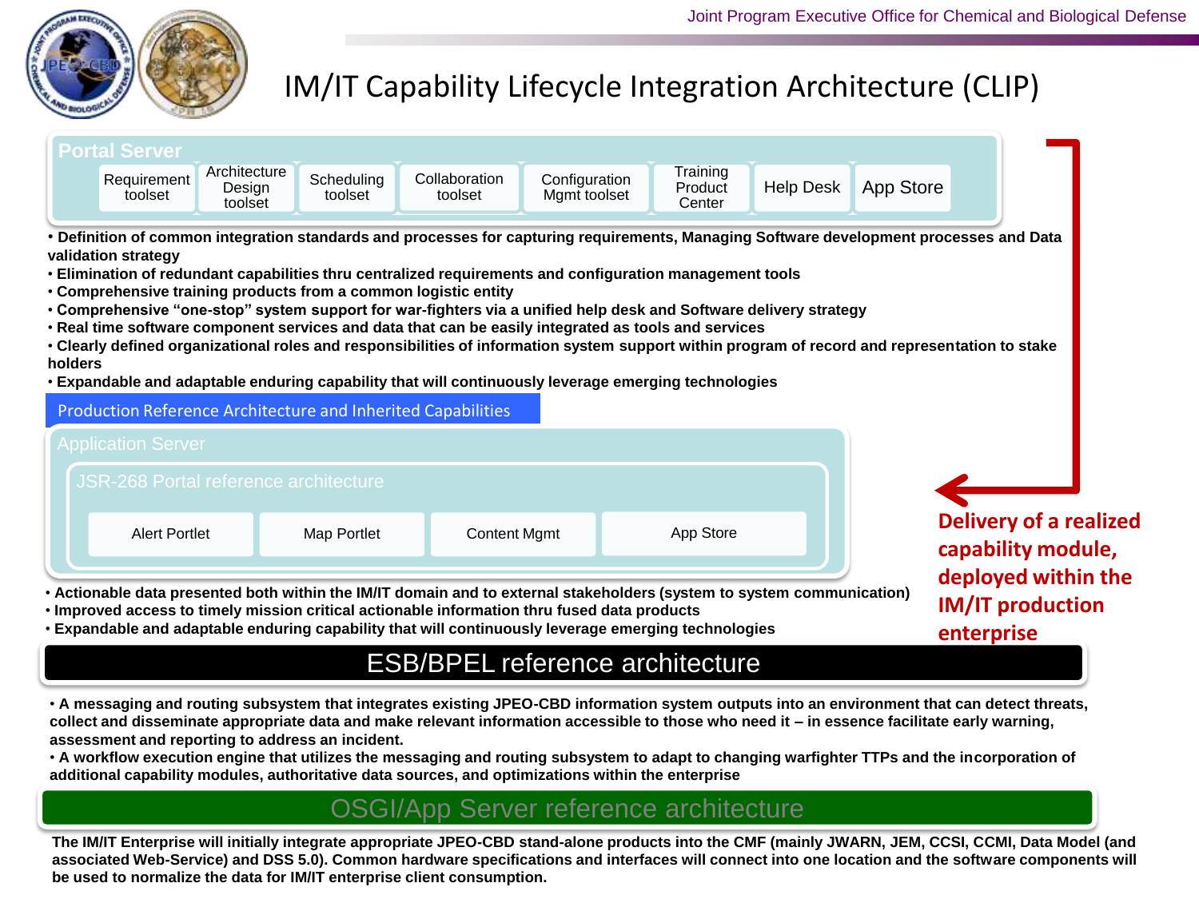# IM/IT Capability Lifecycle Integration Architecture (CLIP)

## Portal Server

- Requirement toolset
- Architecture Design toolset
- Scheduling toolset
- Collaboration toolset
- Configuration Mgmt toolset
- Training Product Center
- Help Desk
- App Store

- **Definition of common integration standards and processes for capturing requirements, Managing Software development processes and Data validation strategy**
- **Elimination of redundant capabilities thru centralized requirements and configuration management tools**
- **Comprehensive training products from a common logistic entity**
- **Comprehensive "one-stop" system support for war-fighters via a unified help desk and Software delivery strategy**
- **Real time software component services and data that can be easily integrated as tools and services**
- **Clearly defined organizational roles and responsibilities of information system support within program of record and representation to stake holders**
- **Expandable and adaptable enduring capability that will continuously leverage emerging technologies**

## Production Reference Architecture and Inherited Capabilities

### Application Server

#### JSR-268 Portal reference architecture

- Alert Portlet
- Map Portlet
- Content Mgmt
- App Store

- **Actionable data presented both within the IM/IT domain and to external stakeholders (system to system communication)**
- **Improved access to timely mission critical actionable information thru fused data products**
- **Expandable and adaptable enduring capability that will continuously leverage emerging technologies**

**Delivery of a realized capability module, deployed within the IM/IT production enterprise**

## ESB/BPEL reference architecture

- **A messaging and routing subsystem that integrates existing JPEO-CBD information system outputs into an environment that can detect threats, collect and disseminate appropriate data and make relevant information accessible to those who need it – in essence facilitate early warning, assessment and reporting to address an incident.**
- **A workflow execution engine that utilizes the messaging and routing subsystem to adapt to changing warfighter TTPs and the incorporation of additional capability modules, authoritative data sources, and optimizations within the enterprise**

## OSGI/App Server reference architecture

**The IM/IT Enterprise will initially integrate appropriate JPEO-CBD stand-alone products into the CMF (mainly JWARN, JEM, CCSI, CCMI, Data Model (and associated Web-Service) and DSS 5.0). Common hardware specifications and interfaces will connect into one location and the software components will be used to normalize the data for IM/IT enterprise client consumption.**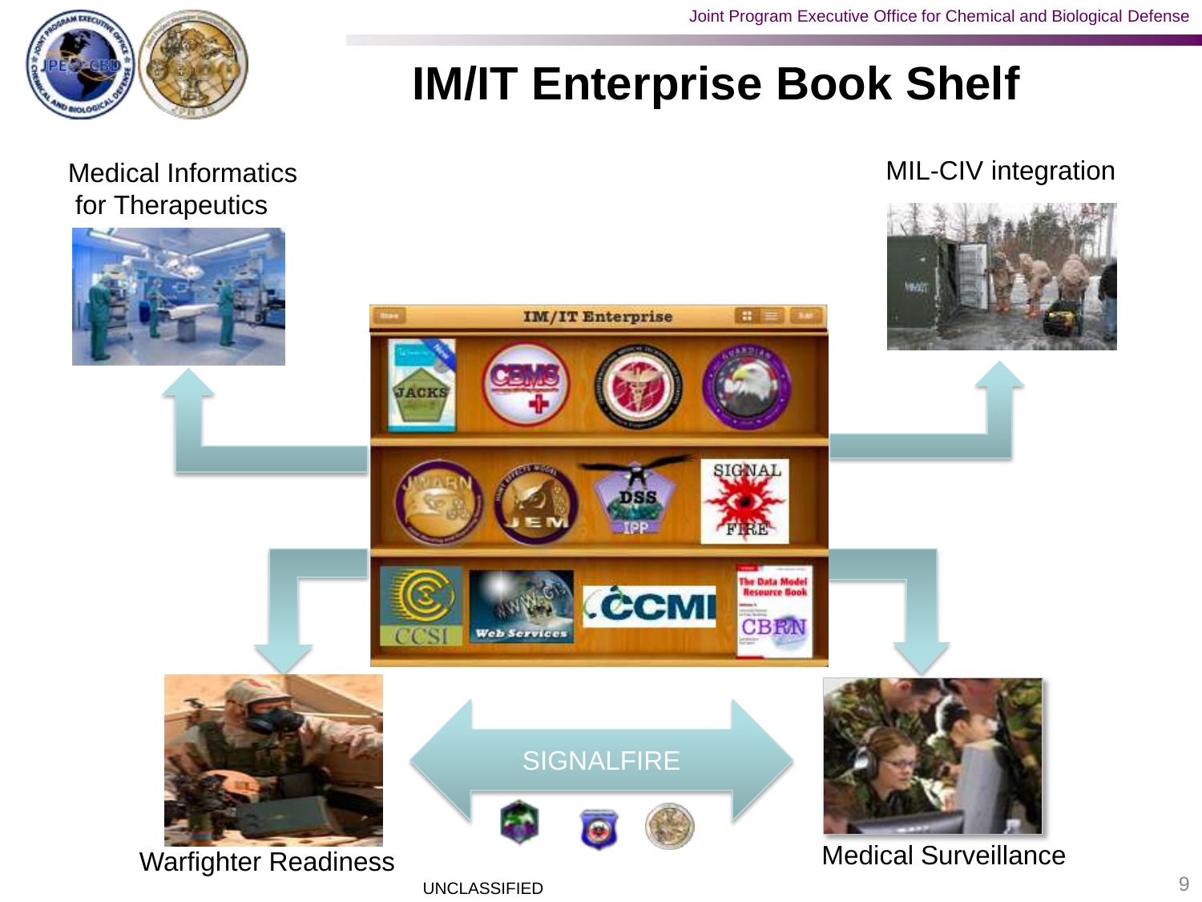# IM/IT Enterprise Book Shelf

Medical Informatics for Therapeutics

MIL-CIV integration

Warfighter Readiness

SIGNALFIRE

Medical Surveillance

UNCLASSIFIED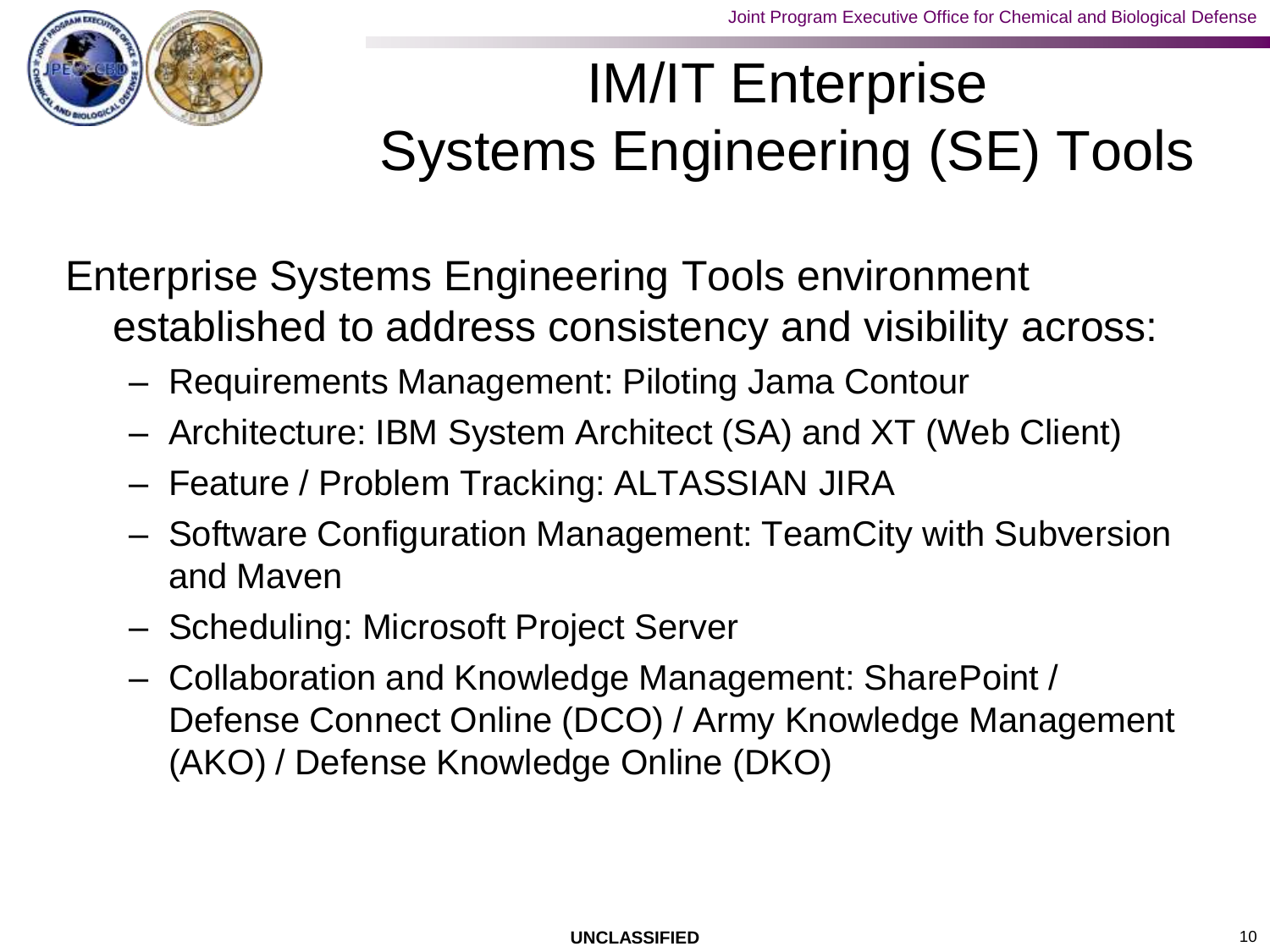# IM/IT Enterprise Systems Engineering (SE) Tools

Enterprise Systems Engineering Tools environment established to address consistency and visibility across:

- Requirements Management: Piloting Jama Contour
- Architecture: IBM System Architect (SA) and XT (Web Client)
- Feature / Problem Tracking: ALTASSIAN JIRA
- Software Configuration Management: TeamCity with Subversion and Maven
- Scheduling: Microsoft Project Server
- Collaboration and Knowledge Management: SharePoint / Defense Connect Online (DCO) / Army Knowledge Management (AKO) / Defense Knowledge Online (DKO)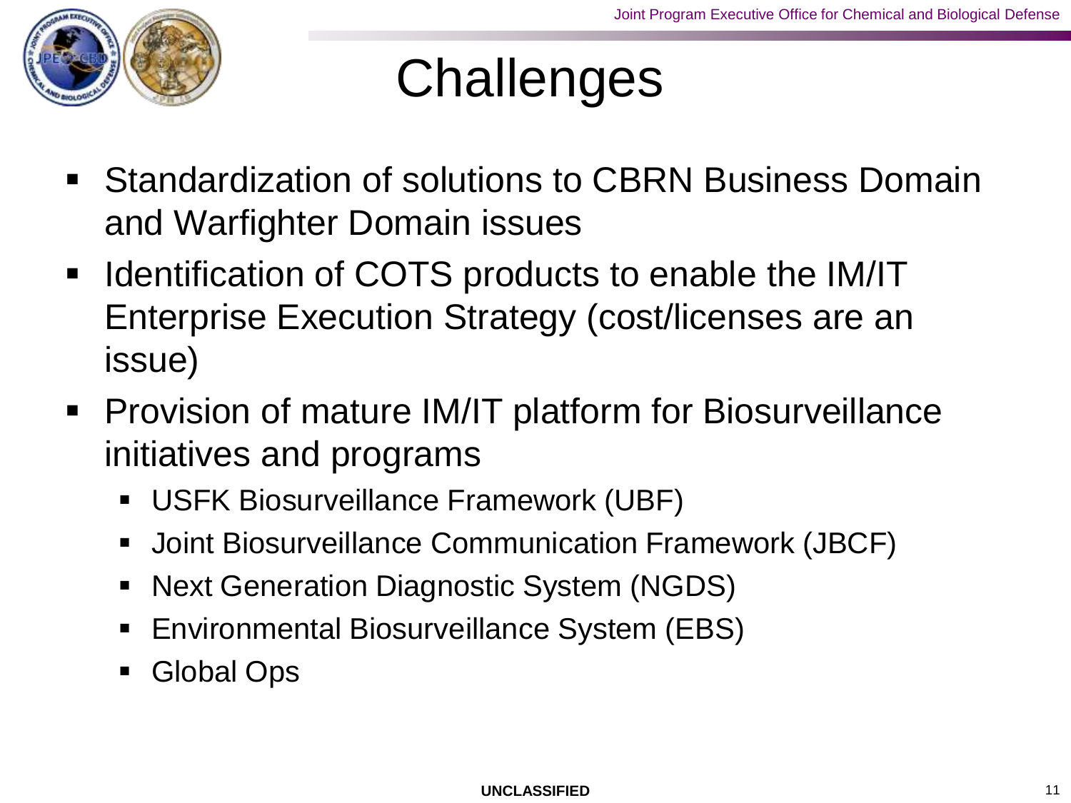# Challenges

- Standardization of solutions to CBRN Business Domain and Warfighter Domain issues
- Identification of COTS products to enable the IM/IT Enterprise Execution Strategy (cost/licenses are an issue)
- Provision of mature IM/IT platform for Biosurveillance initiatives and programs
  - USFK Biosurveillance Framework (UBF)
  - Joint Biosurveillance Communication Framework (JBCF)
  - Next Generation Diagnostic System (NGDS)
  - Environmental Biosurveillance System (EBS)
  - Global Ops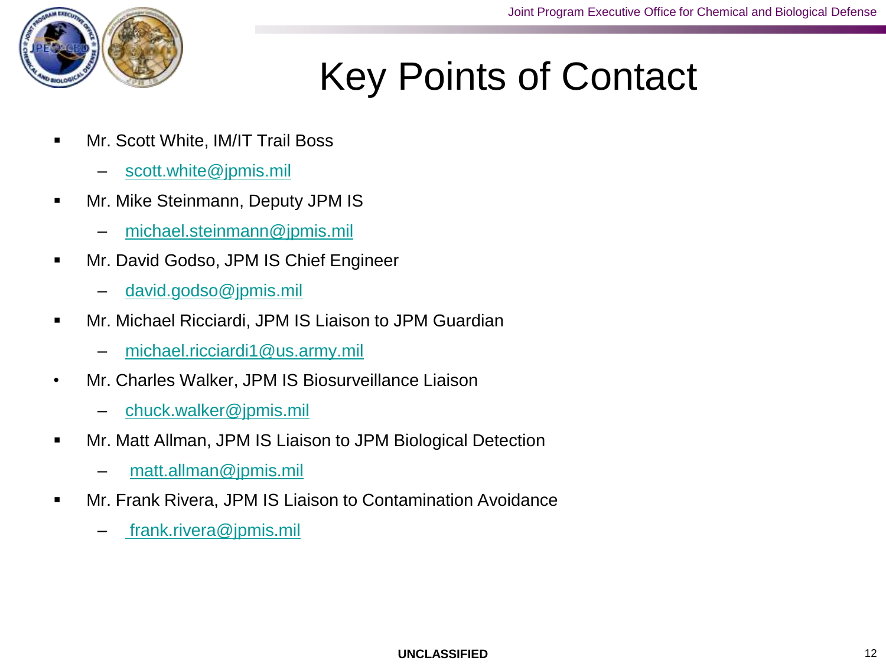# Key Points of Contact

- Mr. Scott White, IM/IT Trail Boss
  - scott.white@jpmis.mil
- Mr. Mike Steinmann, Deputy JPM IS
  - michael.steinmann@jpmis.mil
- Mr. David Godso, JPM IS Chief Engineer
  - david.godso@jpmis.mil
- Mr. Michael Ricciardi, JPM IS Liaison to JPM Guardian
  - michael.ricciardi1@us.army.mil
- Mr. Charles Walker, JPM IS Biosurveillance Liaison
  - chuck.walker@jpmis.mil
- Mr. Matt Allman, JPM IS Liaison to JPM Biological Detection
  - matt.allman@jpmis.mil
- Mr. Frank Rivera, JPM IS Liaison to Contamination Avoidance
  - frank.rivera@jpmis.mil

**UNCLASSIFIED**